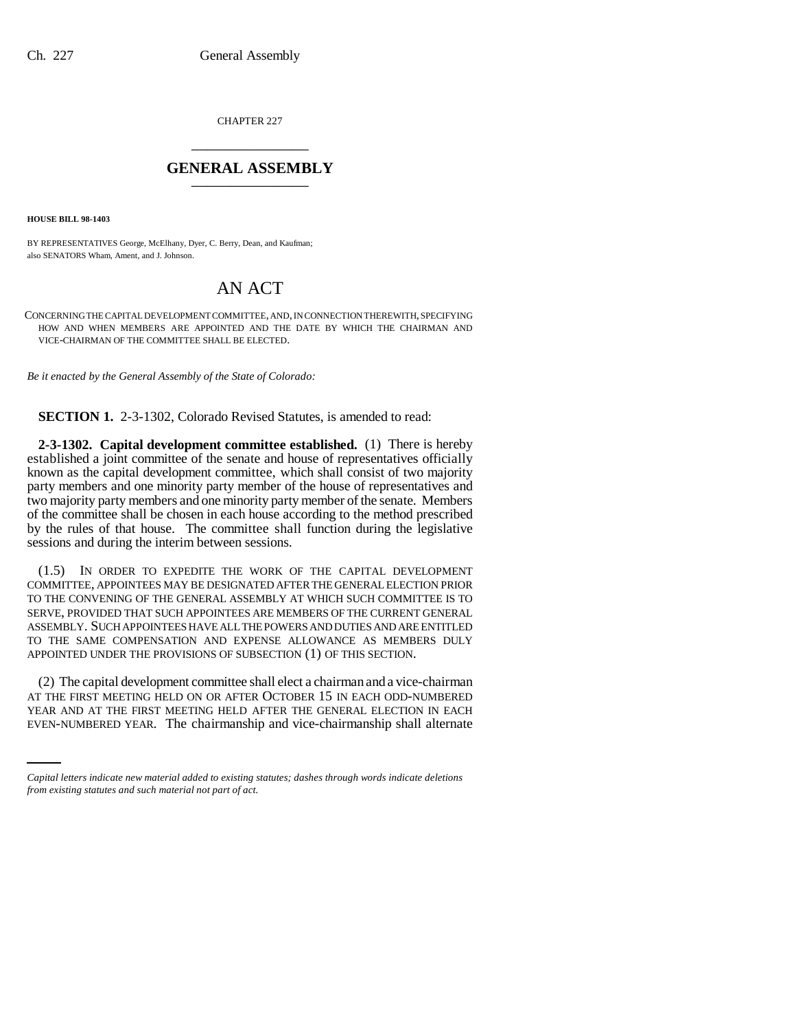CHAPTER 227

## GENERAL ASSEMBLY

**HOUSE BILL 98-1403**

BY REPRESENTATIVES George, McElhany, Dyer, C. Berry, Dean, and Kaufman;
also SENATORS Wham, Ament, and J. Johnson.

# AN ACT

CONCERNING THE CAPITAL DEVELOPMENT COMMITTEE, AND, IN CONNECTION THEREWITH, SPECIFYING HOW AND WHEN MEMBERS ARE APPOINTED AND THE DATE BY WHICH THE CHAIRMAN AND VICE-CHAIRMAN OF THE COMMITTEE SHALL BE ELECTED.

*Be it enacted by the General Assembly of the State of Colorado:*

**SECTION 1.** 2-3-1302, Colorado Revised Statutes, is amended to read:

**2-3-1302. Capital development committee established.** (1) There is hereby established a joint committee of the senate and house of representatives officially known as the capital development committee, which shall consist of two majority party members and one minority party member of the house of representatives and two majority party members and one minority party member of the senate. Members of the committee shall be chosen in each house according to the method prescribed by the rules of that house. The committee shall function during the legislative sessions and during the interim between sessions.

(1.5) IN ORDER TO EXPEDITE THE WORK OF THE CAPITAL DEVELOPMENT COMMITTEE, APPOINTEES MAY BE DESIGNATED AFTER THE GENERAL ELECTION PRIOR TO THE CONVENING OF THE GENERAL ASSEMBLY AT WHICH SUCH COMMITTEE IS TO SERVE, PROVIDED THAT SUCH APPOINTEES ARE MEMBERS OF THE CURRENT GENERAL ASSEMBLY. SUCH APPOINTEES HAVE ALL THE POWERS AND DUTIES AND ARE ENTITLED TO THE SAME COMPENSATION AND EXPENSE ALLOWANCE AS MEMBERS DULY APPOINTED UNDER THE PROVISIONS OF SUBSECTION (1) OF THIS SECTION.

(2) The capital development committee shall elect a chairman and a vice-chairman AT THE FIRST MEETING HELD ON OR AFTER OCTOBER 15 IN EACH ODD-NUMBERED YEAR AND AT THE FIRST MEETING HELD AFTER THE GENERAL ELECTION IN EACH EVEN-NUMBERED YEAR. The chairmanship and vice-chairmanship shall alternate

*Capital letters indicate new material added to existing statutes; dashes through words indicate deletions from existing statutes and such material not part of act.*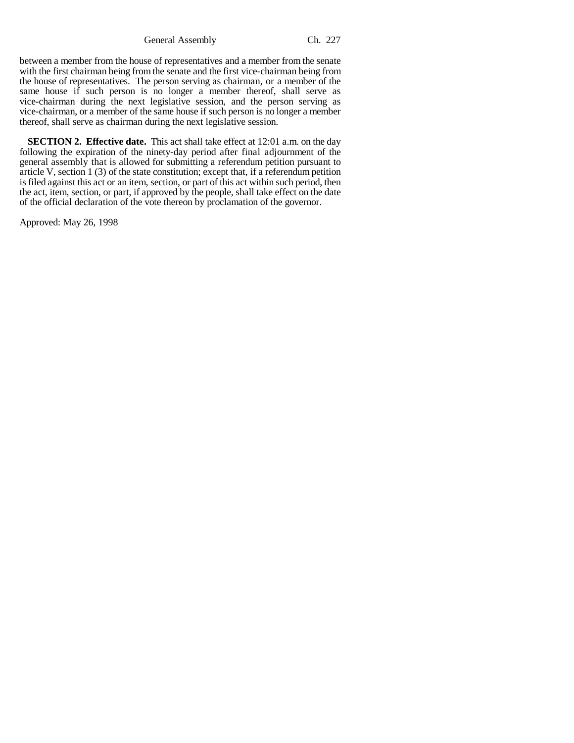between a member from the house of representatives and a member from the senate with the first chairman being from the senate and the first vice-chairman being from the house of representatives. The person serving as chairman, or a member of the same house if such person is no longer a member thereof, shall serve as vice-chairman during the next legislative session, and the person serving as vice-chairman, or a member of the same house if such person is no longer a member thereof, shall serve as chairman during the next legislative session.

**SECTION 2. Effective date.** This act shall take effect at 12:01 a.m. on the day following the expiration of the ninety-day period after final adjournment of the general assembly that is allowed for submitting a referendum petition pursuant to article V, section 1 (3) of the state constitution; except that, if a referendum petition is filed against this act or an item, section, or part of this act within such period, then the act, item, section, or part, if approved by the people, shall take effect on the date of the official declaration of the vote thereon by proclamation of the governor.

Approved: May 26, 1998